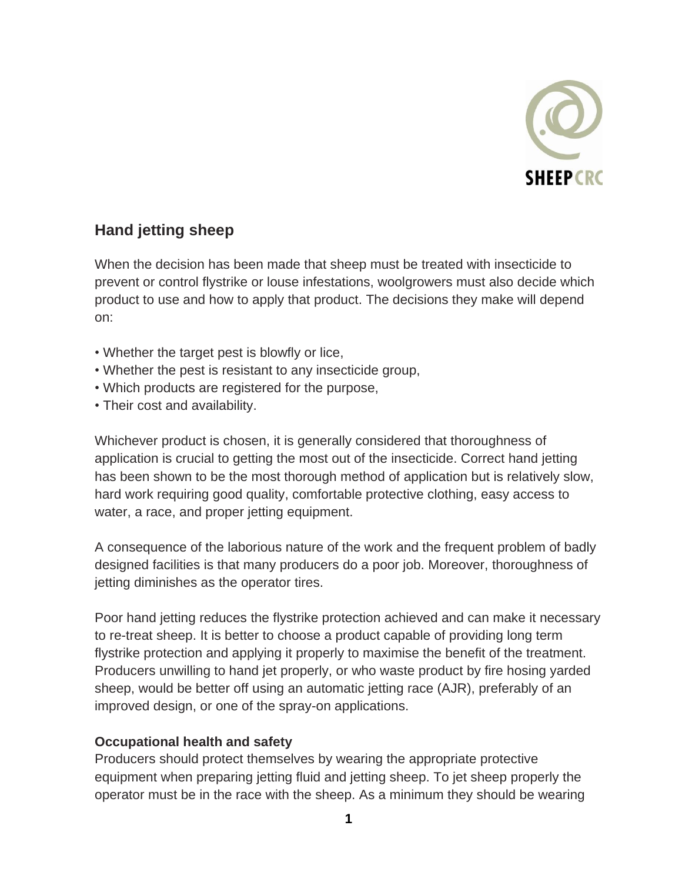# Hand jetting sheep

When the decision has been made that sheep must be treated with insecticide to prevent or control flystrike or louse infestations, woolgrowers must also decide which product to use and how to apply that product. The decisions they make will depend on:

- Whether the target pest is blowfly or lice,
- Whether the pest is resistant to any insecticide group,
- Which products are registered for the purpose,
- Their cost and availability.

Whichever product is chosen, it is generally considered that thoroughness of application is crucial to getting the most out of the insecticide. Correct hand jetting has been shown to be the most thorough method of application but is relatively slow, hard work requiring good quality, comfortable protective clothing, easy access to water, a race, and proper jetting equipment.

A consequence of the laborious nature of the work and the frequent problem of badly designed facilities is that many producers do a poor job. Moreover, thoroughness of jetting diminishes as the operator tires.

Poor hand jetting reduces the flystrike protection achieved and can make it necessary to re-treat sheep. It is better to choose a product capable of providing long term flystrike protection and applying it properly to maximise the benefit of the treatment. Producers unwilling to hand jet properly, or who waste product by fire hosing yarded sheep, would be better off using an automatic jetting race (AJR), preferably of an improved design, or one of the spray-on applications.

**Occupational health and safety**

Producers should protect themselves by wearing the appropriate protective equipment when preparing jetting fluid and jetting sheep. To jet sheep properly the operator must be in the race with the sheep. As a minimum they should be wearing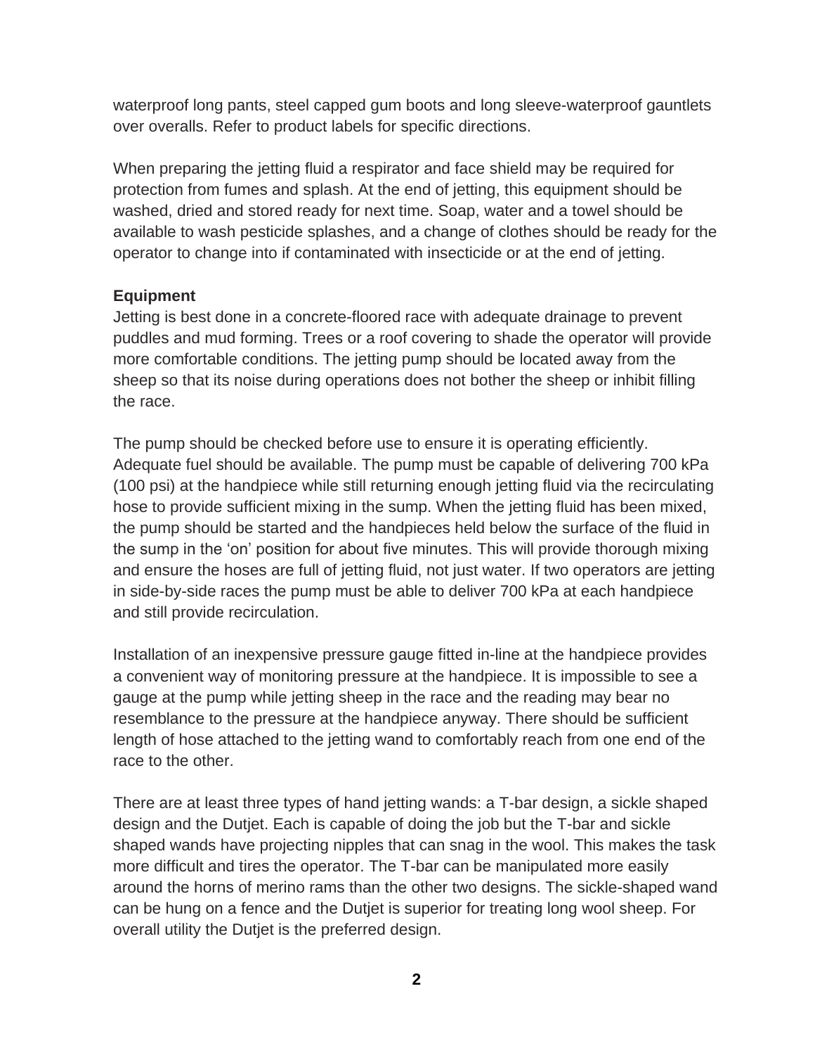waterproof long pants, steel capped gum boots and long sleeve-waterproof gauntlets over overalls. Refer to product labels for specific directions.

When preparing the jetting fluid a respirator and face shield may be required for protection from fumes and splash. At the end of jetting, this equipment should be washed, dried and stored ready for next time. Soap, water and a towel should be available to wash pesticide splashes, and a change of clothes should be ready for the operator to change into if contaminated with insecticide or at the end of jetting.

**Equipment**

Jetting is best done in a concrete-floored race with adequate drainage to prevent puddles and mud forming. Trees or a roof covering to shade the operator will provide more comfortable conditions. The jetting pump should be located away from the sheep so that its noise during operations does not bother the sheep or inhibit filling the race.

The pump should be checked before use to ensure it is operating efficiently. Adequate fuel should be available. The pump must be capable of delivering 700 kPa (100 psi) at the handpiece while still returning enough jetting fluid via the recirculating hose to provide sufficient mixing in the sump. When the jetting fluid has been mixed, the pump should be started and the handpieces held below the surface of the fluid in the sump in the 'on' position for about five minutes. This will provide thorough mixing and ensure the hoses are full of jetting fluid, not just water. If two operators are jetting in side-by-side races the pump must be able to deliver 700 kPa at each handpiece and still provide recirculation.

Installation of an inexpensive pressure gauge fitted in-line at the handpiece provides a convenient way of monitoring pressure at the handpiece. It is impossible to see a gauge at the pump while jetting sheep in the race and the reading may bear no resemblance to the pressure at the handpiece anyway. There should be sufficient length of hose attached to the jetting wand to comfortably reach from one end of the race to the other.

There are at least three types of hand jetting wands: a T-bar design, a sickle shaped design and the Dutjet. Each is capable of doing the job but the T-bar and sickle shaped wands have projecting nipples that can snag in the wool. This makes the task more difficult and tires the operator. The T-bar can be manipulated more easily around the horns of merino rams than the other two designs. The sickle-shaped wand can be hung on a fence and the Dutjet is superior for treating long wool sheep. For overall utility the Dutjet is the preferred design.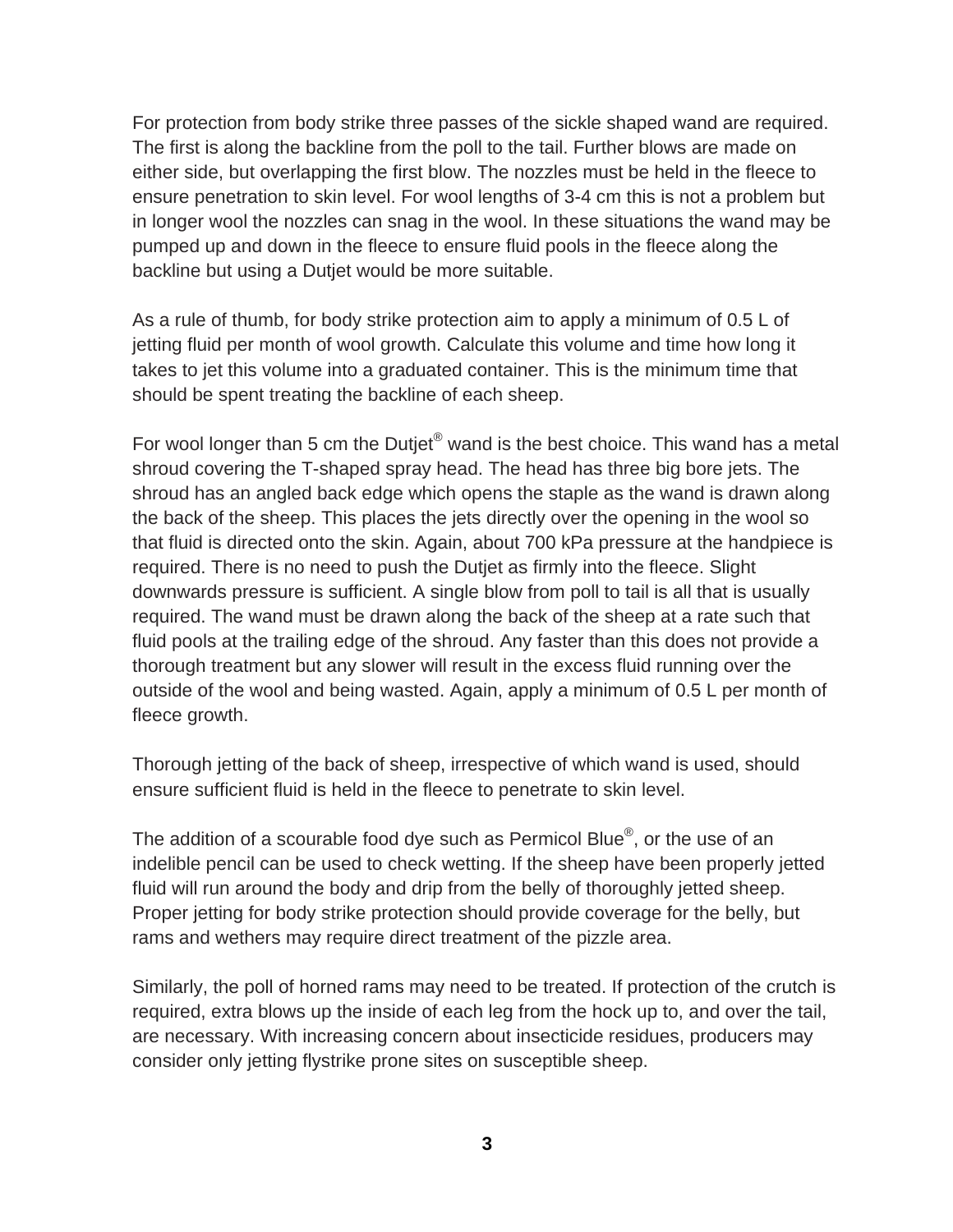For protection from body strike three passes of the sickle shaped wand are required. The first is along the backline from the poll to the tail. Further blows are made on either side, but overlapping the first blow. The nozzles must be held in the fleece to ensure penetration to skin level. For wool lengths of 3-4 cm this is not a problem but in longer wool the nozzles can snag in the wool. In these situations the wand may be pumped up and down in the fleece to ensure fluid pools in the fleece along the backline but using a Dutjet would be more suitable.

As a rule of thumb, for body strike protection aim to apply a minimum of 0.5 L of jetting fluid per month of wool growth. Calculate this volume and time how long it takes to jet this volume into a graduated container. This is the minimum time that should be spent treating the backline of each sheep.

For wool longer than 5 cm the Dutjet® wand is the best choice. This wand has a metal shroud covering the T-shaped spray head. The head has three big bore jets. The shroud has an angled back edge which opens the staple as the wand is drawn along the back of the sheep. This places the jets directly over the opening in the wool so that fluid is directed onto the skin. Again, about 700 kPa pressure at the handpiece is required. There is no need to push the Dutjet as firmly into the fleece. Slight downwards pressure is sufficient. A single blow from poll to tail is all that is usually required. The wand must be drawn along the back of the sheep at a rate such that fluid pools at the trailing edge of the shroud. Any faster than this does not provide a thorough treatment but any slower will result in the excess fluid running over the outside of the wool and being wasted. Again, apply a minimum of 0.5 L per month of fleece growth.

Thorough jetting of the back of sheep, irrespective of which wand is used, should ensure sufficient fluid is held in the fleece to penetrate to skin level.

The addition of a scourable food dye such as Permicol Blue®, or the use of an indelible pencil can be used to check wetting. If the sheep have been properly jetted fluid will run around the body and drip from the belly of thoroughly jetted sheep. Proper jetting for body strike protection should provide coverage for the belly, but rams and wethers may require direct treatment of the pizzle area.

Similarly, the poll of horned rams may need to be treated. If protection of the crutch is required, extra blows up the inside of each leg from the hock up to, and over the tail, are necessary. With increasing concern about insecticide residues, producers may consider only jetting flystrike prone sites on susceptible sheep.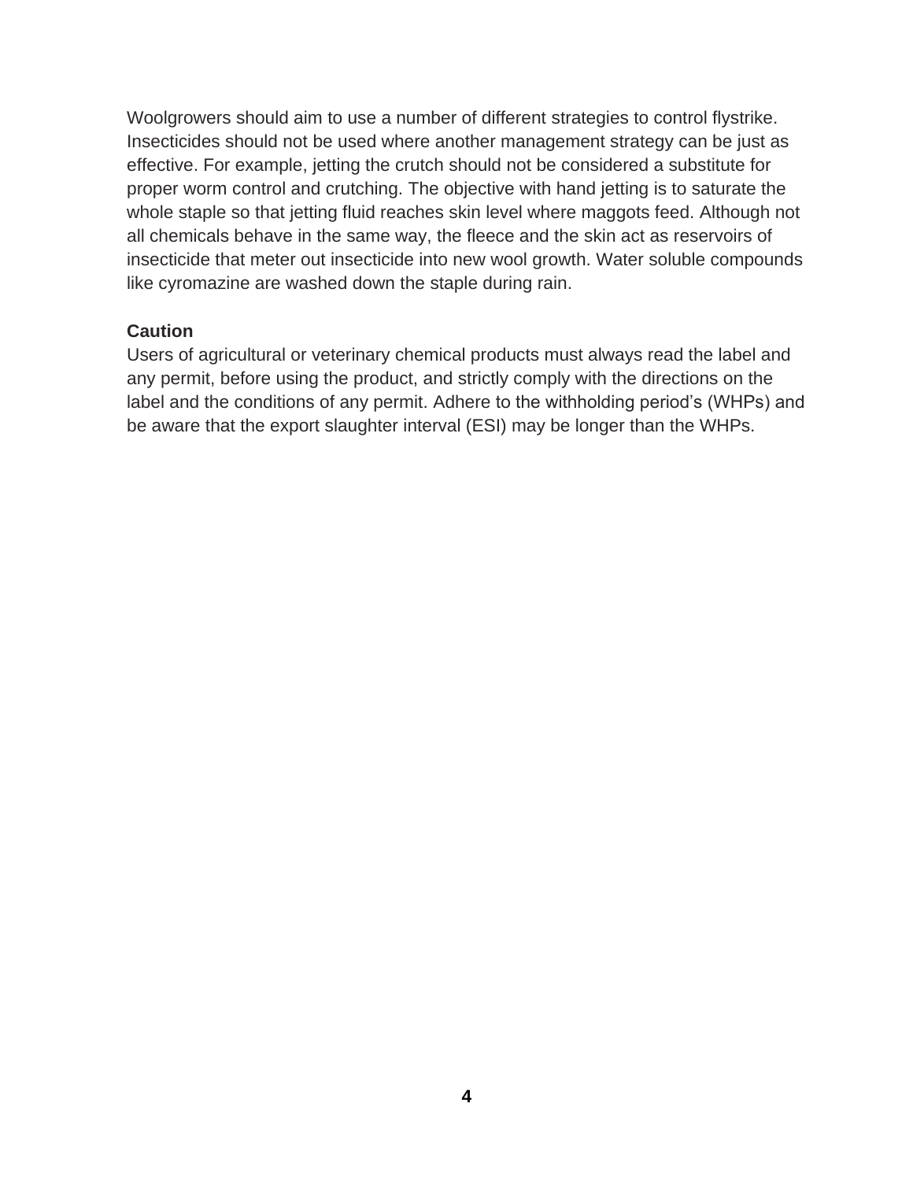Woolgrowers should aim to use a number of different strategies to control flystrike. Insecticides should not be used where another management strategy can be just as effective. For example, jetting the crutch should not be considered a substitute for proper worm control and crutching. The objective with hand jetting is to saturate the whole staple so that jetting fluid reaches skin level where maggots feed. Although not all chemicals behave in the same way, the fleece and the skin act as reservoirs of insecticide that meter out insecticide into new wool growth. Water soluble compounds like cyromazine are washed down the staple during rain.

**Caution**

Users of agricultural or veterinary chemical products must always read the label and any permit, before using the product, and strictly comply with the directions on the label and the conditions of any permit. Adhere to the withholding period's (WHPs) and be aware that the export slaughter interval (ESI) may be longer than the WHPs.